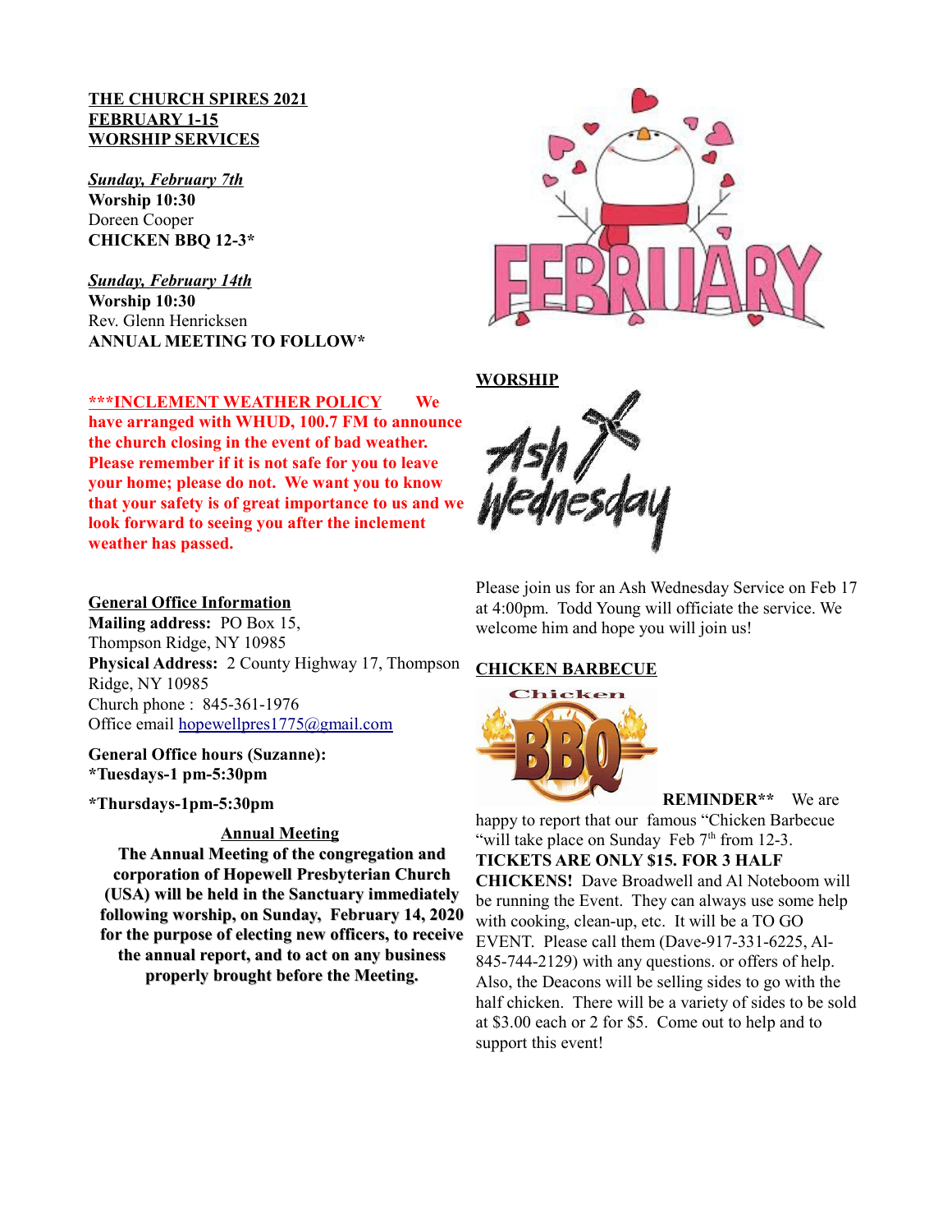**THE CHURCH SPIRES 2021**
**FEBRUARY 1-15**
**WORSHIP SERVICES**

***Sunday, February 7th***
**Worship 10:30**
Doreen Cooper
**CHICKEN BBQ 12-3***

***Sunday, February 14th***
**Worship 10:30**
Rev. Glenn Henricksen
**ANNUAL MEETING TO FOLLOW***

**\*\*\*INCLEMENT WEATHER POLICY** **We have arranged with WHUD, 100.7 FM to announce the church closing in the event of bad weather. Please remember if it is not safe for you to leave your home; please do not. We want you to know that your safety is of great importance to us and we look forward to seeing you after the inclement weather has passed.**

**General Office Information**
**Mailing address:** PO Box 15, Thompson Ridge, NY 10985
**Physical Address:** 2 County Highway 17, Thompson Ridge, NY 10985
Church phone : 845-361-1976
Office email hopewellpres1775@gmail.com

**General Office hours (Suzanne):**
***Tuesdays-1 pm-5:30pm**

***Thursdays-1pm-5:30pm**

**Annual Meeting**

**The Annual Meeting of the congregation and corporation of Hopewell Presbyterian Church (USA) will be held in the Sanctuary immediately following worship, on Sunday, February 14, 2020 for the purpose of electing new officers, to receive the annual report, and to act on any business properly brought before the Meeting.**

**WORSHIP**

Please join us for an Ash Wednesday Service on Feb 17 at 4:00pm. Todd Young will officiate the service. We welcome him and hope you will join us!

**CHICKEN BARBECUE**

**REMINDER\*\*** We are happy to report that our famous "Chicken Barbecue "will take place on Sunday Feb 7th from 12-3. **TICKETS ARE ONLY $15. FOR 3 HALF CHICKENS!** Dave Broadwell and Al Noteboom will be running the Event. They can always use some help with cooking, clean-up, etc. It will be a TO GO EVENT. Please call them (Dave-917-331-6225, Al-845-744-2129) with any questions. or offers of help. Also, the Deacons will be selling sides to go with the half chicken. There will be a variety of sides to be sold at $3.00 each or 2 for $5. Come out to help and to support this event!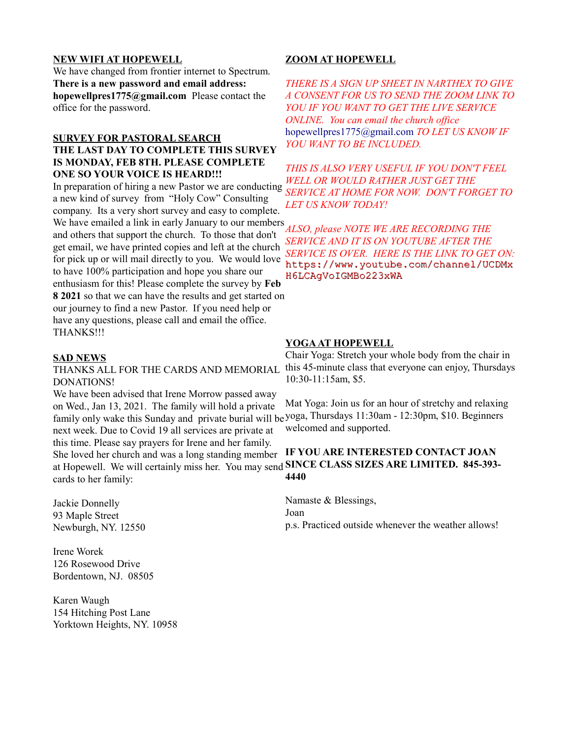## NEW WIFI AT HOPEWELL

We have changed from frontier internet to Spectrum. **There is a new password and email address: hopewellpres1775@gmail.com** Please contact the office for the password.

## SURVEY FOR PASTORAL SEARCH

**THE LAST DAY TO COMPLETE THIS SURVEY IS MONDAY, FEB 8TH. PLEASE COMPLETE ONE SO YOUR VOICE IS HEARD!!!**

In preparation of hiring a new Pastor we are conducting a new kind of survey from "Holy Cow" Consulting company. Its a very short survey and easy to complete. We have emailed a link in early January to our members and others that support the church. To those that don't get email, we have printed copies and left at the church for pick up or will mail directly to you. We would love to have 100% participation and hope you share our enthusiasm for this! Please complete the survey by **Feb 8 2021** so that we can have the results and get started on our journey to find a new Pastor. If you need help or have any questions, please call and email the office. THANKS!!!

## SAD NEWS

THANKS ALL FOR THE CARDS AND MEMORIAL DONATIONS!

We have been advised that Irene Morrow passed away on Wed., Jan 13, 2021. The family will hold a private family only wake this Sunday and private burial will be next week. Due to Covid 19 all services are private at this time. Please say prayers for Irene and her family. She loved her church and was a long standing member at Hopewell. We will certainly miss her. You may send cards to her family:

Jackie Donnelly
93 Maple Street
Newburgh, NY. 12550

Irene Worek
126 Rosewood Drive
Bordentown, NJ. 08505

Karen Waugh
154 Hitching Post Lane
Yorktown Heights, NY. 10958

## ZOOM AT HOPEWELL

*THERE IS A SIGN UP SHEET IN NARTHEX TO GIVE A CONSENT FOR US TO SEND THE ZOOM LINK TO YOU IF YOU WANT TO GET THE LIVE SERVICE ONLINE. You can email the church office* hopewellpres1775@gmail.com *TO LET US KNOW IF YOU WANT TO BE INCLUDED.*

*THIS IS ALSO VERY USEFUL IF YOU DON'T FEEL WELL OR WOULD RATHER JUST GET THE SERVICE AT HOME FOR NOW. DON'T FORGET TO LET US KNOW TODAY!*

*ALSO, please NOTE WE ARE RECORDING THE SERVICE AND IT IS ON YOUTUBE AFTER THE SERVICE IS OVER. HERE IS THE LINK TO GET ON:* https://www.youtube.com/channel/UCDMxH6LCAgVoIGMBo223xWA

## YOGA AT HOPEWELL

Chair Yoga: Stretch your whole body from the chair in this 45-minute class that everyone can enjoy, Thursdays 10:30-11:15am, $5.

Mat Yoga: Join us for an hour of stretchy and relaxing yoga, Thursdays 11:30am - 12:30pm, $10. Beginners welcomed and supported.

**IF YOU ARE INTERESTED CONTACT JOAN SINCE CLASS SIZES ARE LIMITED. 845-393-4440**

Namaste & Blessings,
Joan
p.s. Practiced outside whenever the weather allows!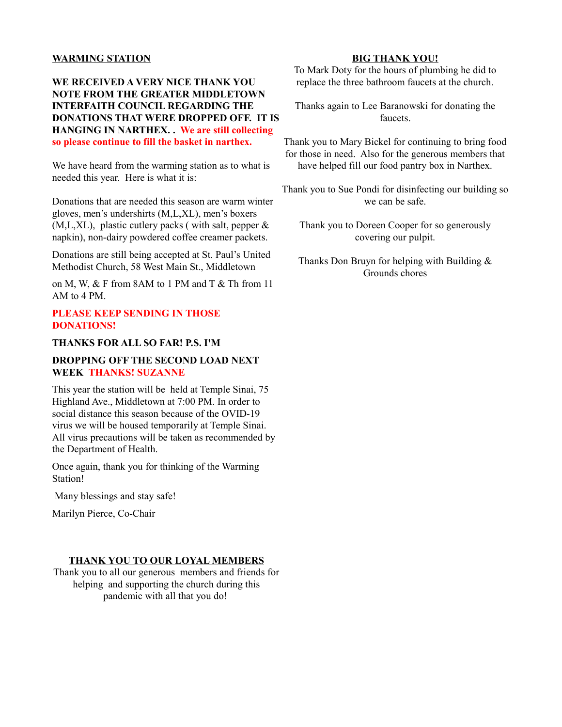## WARMING STATION

**WE RECEIVED A VERY NICE THANK YOU NOTE FROM THE GREATER MIDDLETOWN INTERFAITH COUNCIL REGARDING THE DONATIONS THAT WERE DROPPED OFF. IT IS HANGING IN NARTHEX. . We are still collecting so please continue to fill the basket in narthex.**

We have heard from the warming station as to what is needed this year. Here is what it is:

Donations that are needed this season are warm winter gloves, men's undershirts (M,L,XL), men's boxers (M,L,XL), plastic cutlery packs ( with salt, pepper & napkin), non-dairy powdered coffee creamer packets.

Donations are still being accepted at St. Paul's United Methodist Church, 58 West Main St., Middletown

on M, W, & F from 8AM to 1 PM and T & Th from 11 AM to 4 PM.

**PLEASE KEEP SENDING IN THOSE DONATIONS!**

**THANKS FOR ALL SO FAR! P.S. I'M**

**DROPPING OFF THE SECOND LOAD NEXT WEEK THANKS! SUZANNE**

This year the station will be held at Temple Sinai, 75 Highland Ave., Middletown at 7:00 PM. In order to social distance this season because of the OVID-19 virus we will be housed temporarily at Temple Sinai. All virus precautions will be taken as recommended by the Department of Health.

Once again, thank you for thinking of the Warming Station!

Many blessings and stay safe!

Marilyn Pierce, Co-Chair

## THANK YOU TO OUR LOYAL MEMBERS

Thank you to all our generous members and friends for helping and supporting the church during this pandemic with all that you do!

## BIG THANK YOU!

To Mark Doty for the hours of plumbing he did to replace the three bathroom faucets at the church.

Thanks again to Lee Baranowski for donating the faucets.

Thank you to Mary Bickel for continuing to bring food for those in need. Also for the generous members that have helped fill our food pantry box in Narthex.

Thank you to Sue Pondi for disinfecting our building so we can be safe.

Thank you to Doreen Cooper for so generously covering our pulpit.

Thanks Don Bruyn for helping with Building & Grounds chores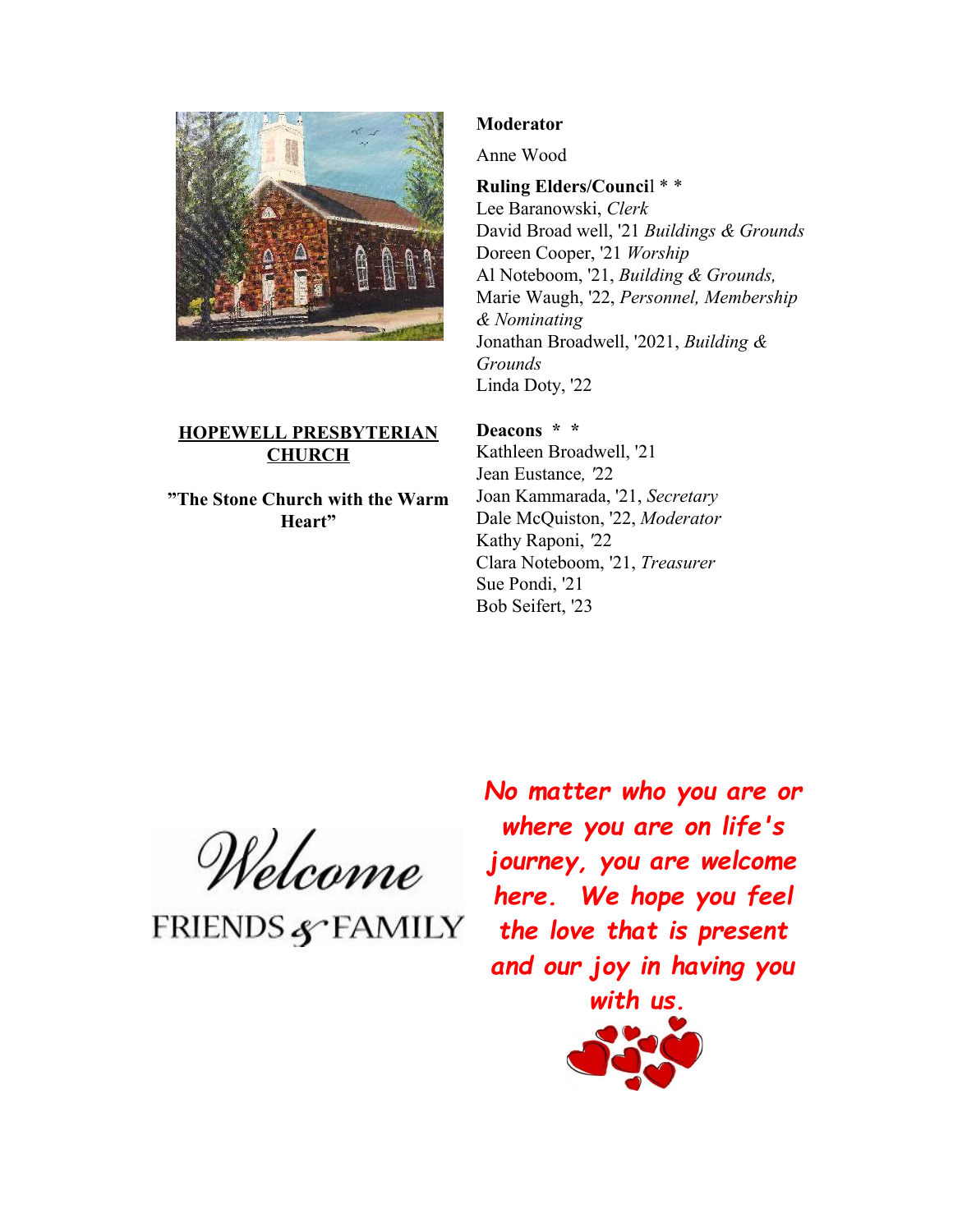**HOPEWELL PRESBYTERIAN CHURCH**

**"The Stone Church with the Warm Heart"**

**Moderator**

Anne Wood

**Ruling Elders/Council * ***

Lee Baranowski, *Clerk*
David Broad well, '21 *Buildings & Grounds*
Doreen Cooper, '21 *Worship*
Al Noteboom, '21, *Building & Grounds,*
Marie Waugh, '22, *Personnel, Membership & Nominating*
Jonathan Broadwell, '2021, *Building & Grounds*
Linda Doty, '22

**Deacons * ***

Kathleen Broadwell, '21
Jean Eustance, '22
Joan Kammarada, '21, *Secretary*
Dale McQuiston, '22, *Moderator*
Kathy Raponi, '22
Clara Noteboom, '21, *Treasurer*
Sue Pondi, '21
Bob Seifert, '23

Welcome
FRIENDS & FAMILY

***No matter who you are or where you are on life's journey, you are welcome here. We hope you feel the love that is present and our joy in having you with us.***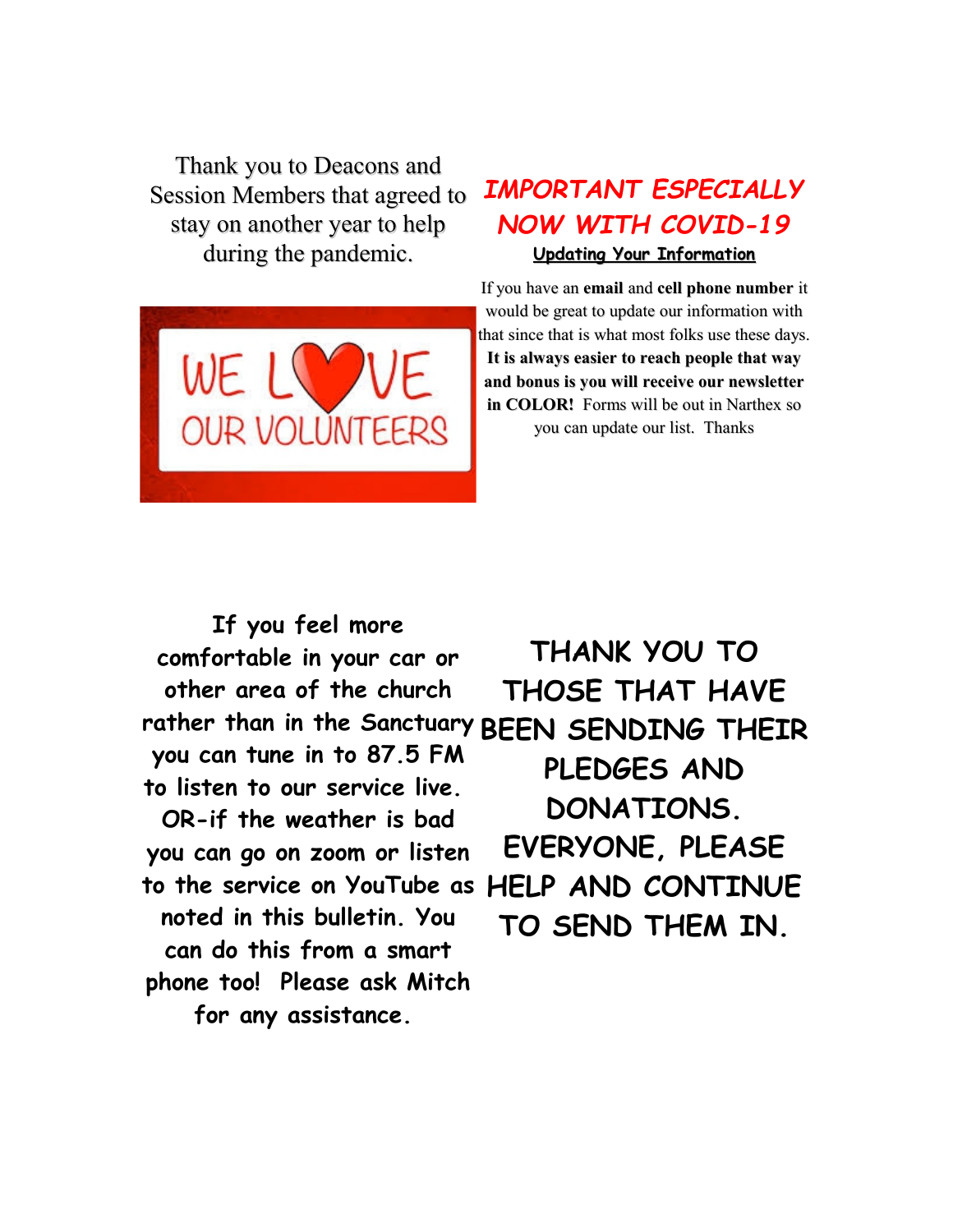Thank you to Deacons and Session Members that agreed to stay on another year to help during the pandemic.

WE LOVE OUR VOLUNTEERS

## *IMPORTANT ESPECIALLY NOW WITH COVID-19*

**Updating Your Information**

If you have an **email** and **cell phone number** it would be great to update our information with that since that is what most folks use these days. **It is always easier to reach people that way and bonus is you will receive our newsletter in COLOR!** Forms will be out in Narthex so you can update our list. Thanks

**If you feel more comfortable in your car or other area of the church rather than in the Sanctuary you can tune in to 87.5 FM to listen to our service live. OR-if the weather is bad you can go on zoom or listen to the service on YouTube as noted in this bulletin. You can do this from a smart phone too! Please ask Mitch for any assistance.**

**THANK YOU TO THOSE THAT HAVE BEEN SENDING THEIR PLEDGES AND DONATIONS. EVERYONE, PLEASE HELP AND CONTINUE TO SEND THEM IN.**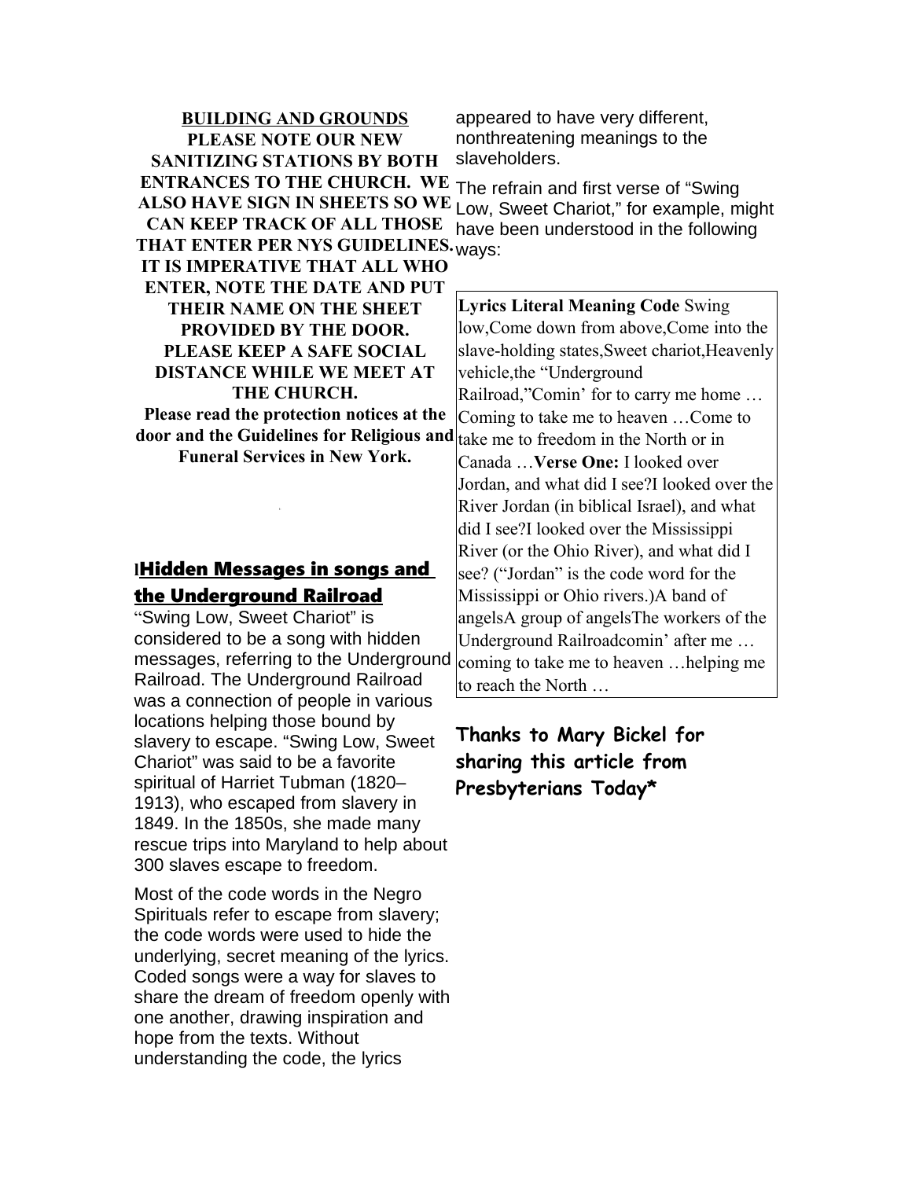**BUILDING AND GROUNDS**

**PLEASE NOTE OUR NEW SANITIZING STATIONS BY BOTH ENTRANCES TO THE CHURCH. WE ALSO HAVE SIGN IN SHEETS SO WE CAN KEEP TRACK OF ALL THOSE THAT ENTER PER NYS GUIDELINES. IT IS IMPERATIVE THAT ALL WHO ENTER, NOTE THE DATE AND PUT THEIR NAME ON THE SHEET PROVIDED BY THE DOOR. PLEASE KEEP A SAFE SOCIAL DISTANCE WHILE WE MEET AT THE CHURCH.**

**Please read the protection notices at the door and the Guidelines for Religious and Funeral Services in New York.**

## Hidden Messages in songs and the Underground Railroad

"Swing Low, Sweet Chariot" is considered to be a song with hidden messages, referring to the Underground Railroad. The Underground Railroad was a connection of people in various locations helping those bound by slavery to escape. "Swing Low, Sweet Chariot" was said to be a favorite spiritual of Harriet Tubman (1820–1913), who escaped from slavery in 1849. In the 1850s, she made many rescue trips into Maryland to help about 300 slaves escape to freedom.

Most of the code words in the Negro Spirituals refer to escape from slavery; the code words were used to hide the underlying, secret meaning of the lyrics. Coded songs were a way for slaves to share the dream of freedom openly with one another, drawing inspiration and hope from the texts. Without understanding the code, the lyrics appeared to have very different, nonthreatening meanings to the slaveholders.

The refrain and first verse of "Swing Low, Sweet Chariot," for example, might have been understood in the following ways:

**Lyrics Literal Meaning Code** Swing low,Come down from above,Come into the slave-holding states,Sweet chariot,Heavenly vehicle,the "Underground Railroad,"Comin' for to carry me home … Coming to take me to heaven …Come to take me to freedom in the North or in Canada …**Verse One:** I looked over Jordan, and what did I see?I looked over the River Jordan (in biblical Israel), and what did I see?I looked over the Mississippi River (or the Ohio River), and what did I see? ("Jordan" is the code word for the Mississippi or Ohio rivers.)A band of angelsA group of angelsThe workers of the Underground Railroadcomin' after me … coming to take me to heaven …helping me to reach the North …

**Thanks to Mary Bickel for sharing this article from Presbyterians Today***